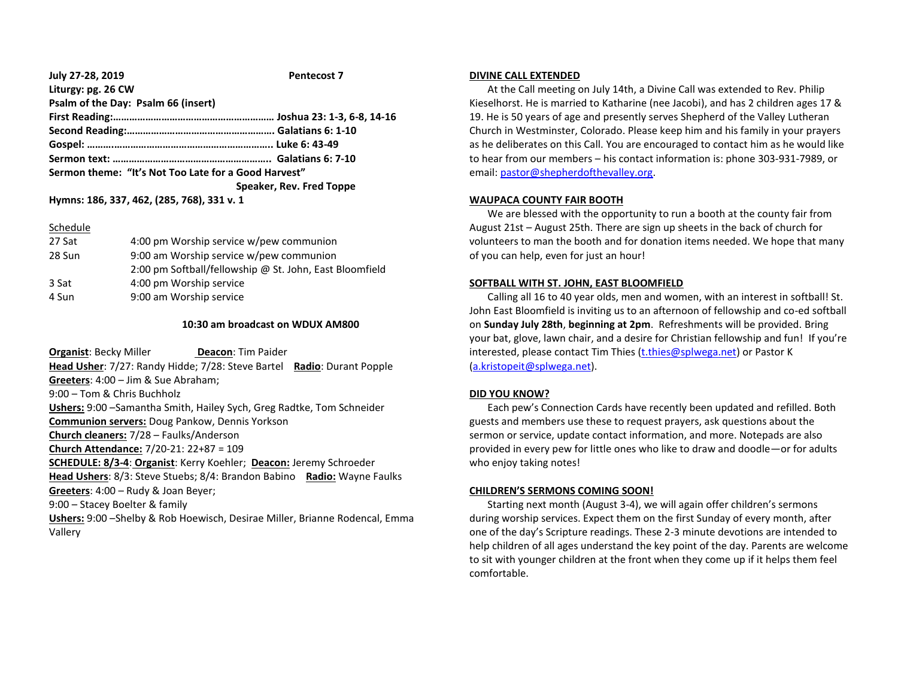**July 27-28, 2019** **Pentecost 7**

**Liturgy: pg. 26 CW**

**Psalm of the Day: Psalm 66 (insert)**

**First Reading:………………………………………………… Joshua 23: 1-3, 6-8, 14-16**

**Second Reading:……………………………………………. Galatians 6: 1-10**

**Gospel: ……..…………………………………………………. Luke 6: 43-49**

**Sermon text: ……………………………………………….. Galatians 6: 7-10**

**Sermon theme: "It's Not Too Late for a Good Harvest"**

**Speaker, Rev. Fred Toppe**

**Hymns: 186, 337, 462, (285, 768), 331 v. 1**

Schedule

| | |
|---|---|
| 27 Sat | 4:00 pm Worship service w/pew communion |
| 28 Sun | 9:00 am Worship service w/pew communion |
| | 2:00 pm Softball/fellowship @ St. John, East Bloomfield |
| 3 Sat | 4:00 pm Worship service |
| 4 Sun | 9:00 am Worship service |

**10:30 am broadcast on WDUX AM800**

**Organist**: Becky Miller **Deacon**: Tim Paider

**Head Usher**: 7/27: Randy Hidde; 7/28: Steve Bartel **Radio**: Durant Popple

**Greeters**: 4:00 – Jim & Sue Abraham;

9:00 – Tom & Chris Buchholz

**Ushers:** 9:00 –Samantha Smith, Hailey Sych, Greg Radtke, Tom Schneider

**Communion servers:** Doug Pankow, Dennis Yorkson

**Church cleaners:** 7/28 – Faulks/Anderson

**Church Attendance:** 7/20-21: 22+87 = 109

**SCHEDULE: 8/3-4**: **Organist**: Kerry Koehler; **Deacon:** Jeremy Schroeder

**Head Ushers**: 8/3: Steve Stuebs; 8/4: Brandon Babino **Radio:** Wayne Faulks

**Greeters**: 4:00 – Rudy & Joan Beyer;

9:00 – Stacey Boelter & family

**Ushers:** 9:00 –Shelby & Rob Hoewisch, Desirae Miller, Brianne Rodencal, Emma Vallery

## DIVINE CALL EXTENDED

At the Call meeting on July 14th, a Divine Call was extended to Rev. Philip Kieselhorst. He is married to Katharine (nee Jacobi), and has 2 children ages 17 & 19. He is 50 years of age and presently serves Shepherd of the Valley Lutheran Church in Westminster, Colorado. Please keep him and his family in your prayers as he deliberates on this Call. You are encouraged to contact him as he would like to hear from our members – his contact information is: phone 303-931-7989, or email: pastor@shepherdofthevalley.org.

## WAUPACA COUNTY FAIR BOOTH

We are blessed with the opportunity to run a booth at the county fair from August 21st – August 25th. There are sign up sheets in the back of church for volunteers to man the booth and for donation items needed. We hope that many of you can help, even for just an hour!

## SOFTBALL WITH ST. JOHN, EAST BLOOMFIELD

Calling all 16 to 40 year olds, men and women, with an interest in softball! St. John East Bloomfield is inviting us to an afternoon of fellowship and co-ed softball on **Sunday July 28th**, **beginning at 2pm**. Refreshments will be provided. Bring your bat, glove, lawn chair, and a desire for Christian fellowship and fun! If you're interested, please contact Tim Thies (t.thies@splwega.net) or Pastor K (a.kristopeit@splwega.net).

## DID YOU KNOW?

Each pew's Connection Cards have recently been updated and refilled. Both guests and members use these to request prayers, ask questions about the sermon or service, update contact information, and more. Notepads are also provided in every pew for little ones who like to draw and doodle—or for adults who enjoy taking notes!

## CHILDREN'S SERMONS COMING SOON!

Starting next month (August 3-4), we will again offer children's sermons during worship services. Expect them on the first Sunday of every month, after one of the day's Scripture readings. These 2-3 minute devotions are intended to help children of all ages understand the key point of the day. Parents are welcome to sit with younger children at the front when they come up if it helps them feel comfortable.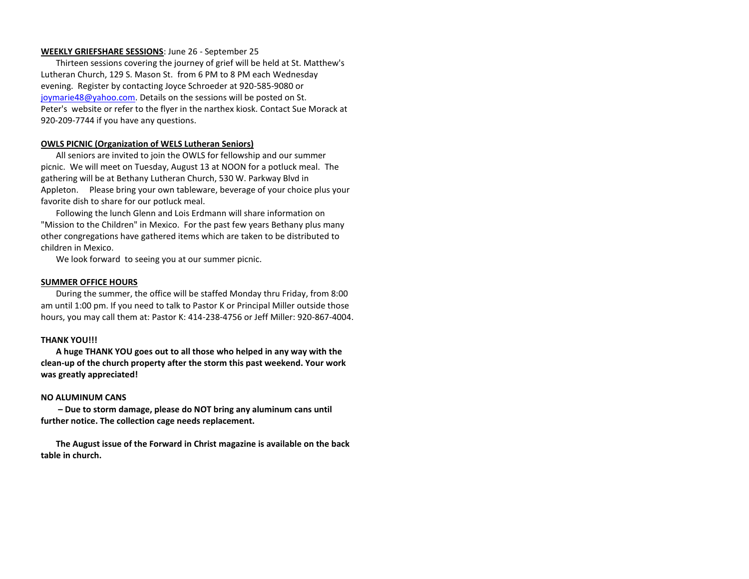**<u>WEEKLY GRIEFSHARE SESSIONS</u>**: June 26 - September 25

Thirteen sessions covering the journey of grief will be held at St. Matthew's Lutheran Church, 129 S. Mason St. from 6 PM to 8 PM each Wednesday evening. Register by contacting Joyce Schroeder at 920-585-9080 or joymarie48@yahoo.com. Details on the sessions will be posted on St. Peter's website or refer to the flyer in the narthex kiosk. Contact Sue Morack at 920-209-7744 if you have any questions.

**<u>OWLS PICNIC (Organization of WELS Lutheran Seniors)</u>**

All seniors are invited to join the OWLS for fellowship and our summer picnic. We will meet on Tuesday, August 13 at NOON for a potluck meal. The gathering will be at Bethany Lutheran Church, 530 W. Parkway Blvd in Appleton. Please bring your own tableware, beverage of your choice plus your favorite dish to share for our potluck meal.

Following the lunch Glenn and Lois Erdmann will share information on "Mission to the Children" in Mexico. For the past few years Bethany plus many other congregations have gathered items which are taken to be distributed to children in Mexico.

We look forward to seeing you at our summer picnic.

**<u>SUMMER OFFICE HOURS</u>**

During the summer, the office will be staffed Monday thru Friday, from 8:00 am until 1:00 pm. If you need to talk to Pastor K or Principal Miller outside those hours, you may call them at: Pastor K: 414-238-4756 or Jeff Miller: 920-867-4004.

**THANK YOU!!!**

**A huge THANK YOU goes out to all those who helped in any way with the clean-up of the church property after the storm this past weekend. Your work was greatly appreciated!**

**NO ALUMINUM CANS**

**– Due to storm damage, please do NOT bring any aluminum cans until further notice. The collection cage needs replacement.**

**The August issue of the Forward in Christ magazine is available on the back table in church.**